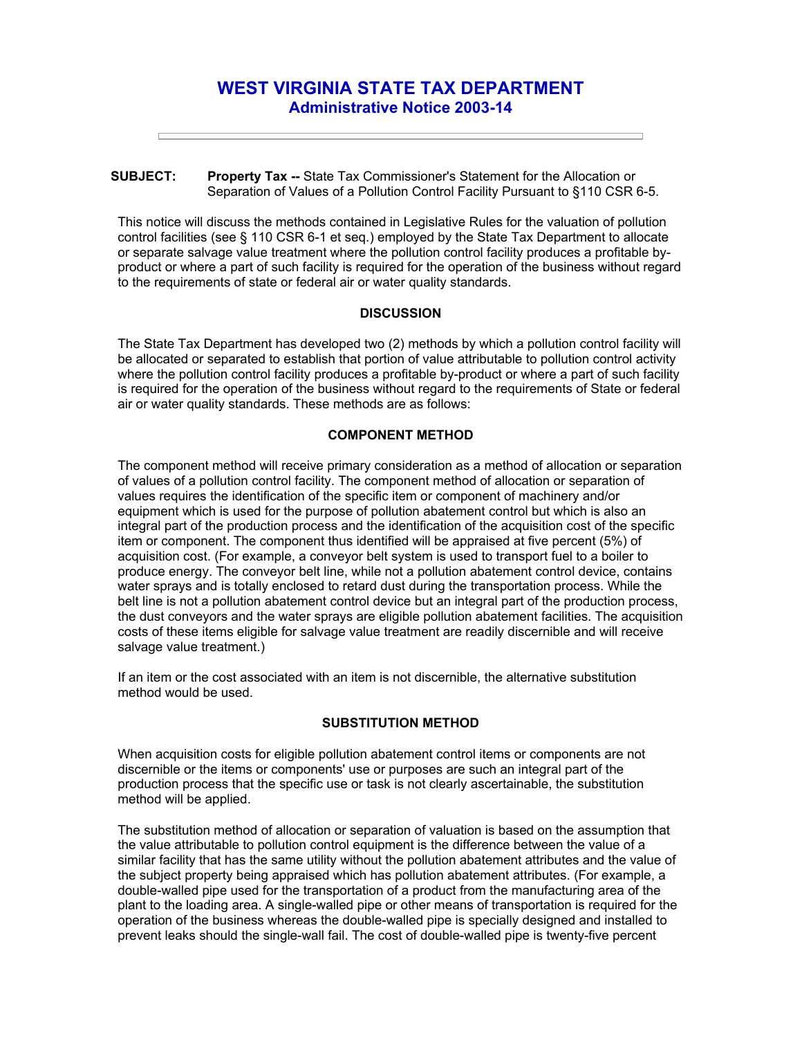# WEST VIRGINIA STATE TAX DEPARTMENT
## Administrative Notice 2003-14

---

**SUBJECT:** **Property Tax --** State Tax Commissioner's Statement for the Allocation or Separation of Values of a Pollution Control Facility Pursuant to §110 CSR 6-5.

This notice will discuss the methods contained in Legislative Rules for the valuation of pollution control facilities (see § 110 CSR 6-1 et seq.) employed by the State Tax Department to allocate or separate salvage value treatment where the pollution control facility produces a profitable by-product or where a part of such facility is required for the operation of the business without regard to the requirements of state or federal air or water quality standards.

### DISCUSSION

The State Tax Department has developed two (2) methods by which a pollution control facility will be allocated or separated to establish that portion of value attributable to pollution control activity where the pollution control facility produces a profitable by-product or where a part of such facility is required for the operation of the business without regard to the requirements of State or federal air or water quality standards. These methods are as follows:

### COMPONENT METHOD

The component method will receive primary consideration as a method of allocation or separation of values of a pollution control facility. The component method of allocation or separation of values requires the identification of the specific item or component of machinery and/or equipment which is used for the purpose of pollution abatement control but which is also an integral part of the production process and the identification of the acquisition cost of the specific item or component. The component thus identified will be appraised at five percent (5%) of acquisition cost. (For example, a conveyor belt system is used to transport fuel to a boiler to produce energy. The conveyor belt line, while not a pollution abatement control device, contains water sprays and is totally enclosed to retard dust during the transportation process. While the belt line is not a pollution abatement control device but an integral part of the production process, the dust conveyors and the water sprays are eligible pollution abatement facilities. The acquisition costs of these items eligible for salvage value treatment are readily discernible and will receive salvage value treatment.)

If an item or the cost associated with an item is not discernible, the alternative substitution method would be used.

### SUBSTITUTION METHOD

When acquisition costs for eligible pollution abatement control items or components are not discernible or the items or components' use or purposes are such an integral part of the production process that the specific use or task is not clearly ascertainable, the substitution method will be applied.

The substitution method of allocation or separation of valuation is based on the assumption that the value attributable to pollution control equipment is the difference between the value of a similar facility that has the same utility without the pollution abatement attributes and the value of the subject property being appraised which has pollution abatement attributes. (For example, a double-walled pipe used for the transportation of a product from the manufacturing area of the plant to the loading area. A single-walled pipe or other means of transportation is required for the operation of the business whereas the double-walled pipe is specially designed and installed to prevent leaks should the single-wall fail. The cost of double-walled pipe is twenty-five percent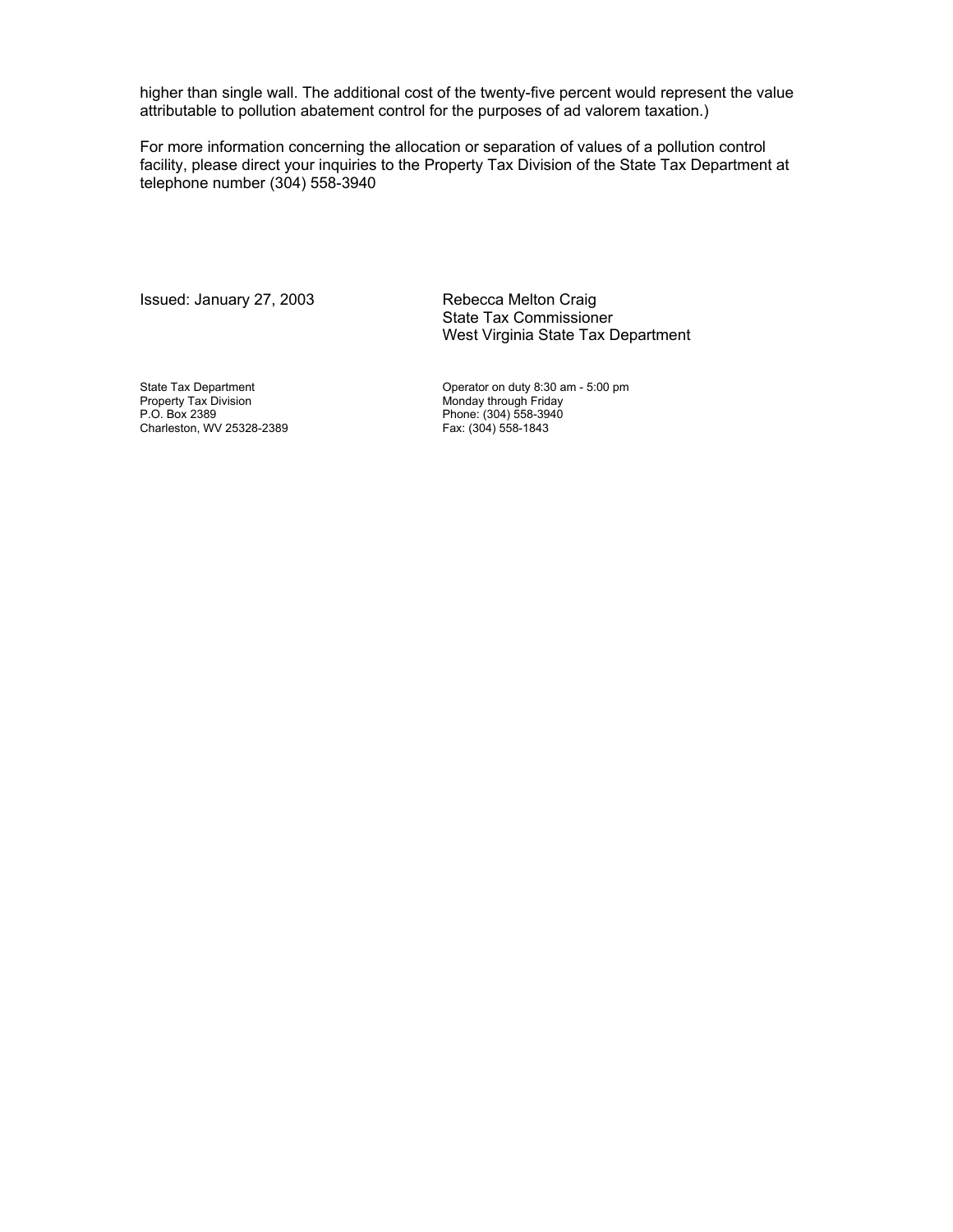higher than single wall. The additional cost of the twenty-five percent would represent the value attributable to pollution abatement control for the purposes of ad valorem taxation.)

For more information concerning the allocation or separation of values of a pollution control facility, please direct your inquiries to the Property Tax Division of the State Tax Department at telephone number (304) 558-3940

Issued: January 27, 2003

Rebecca Melton Craig
State Tax Commissioner
West Virginia State Tax Department

State Tax Department
Property Tax Division
P.O. Box 2389
Charleston, WV 25328-2389

Operator on duty 8:30 am - 5:00 pm
Monday through Friday
Phone: (304) 558-3940
Fax: (304) 558-1843